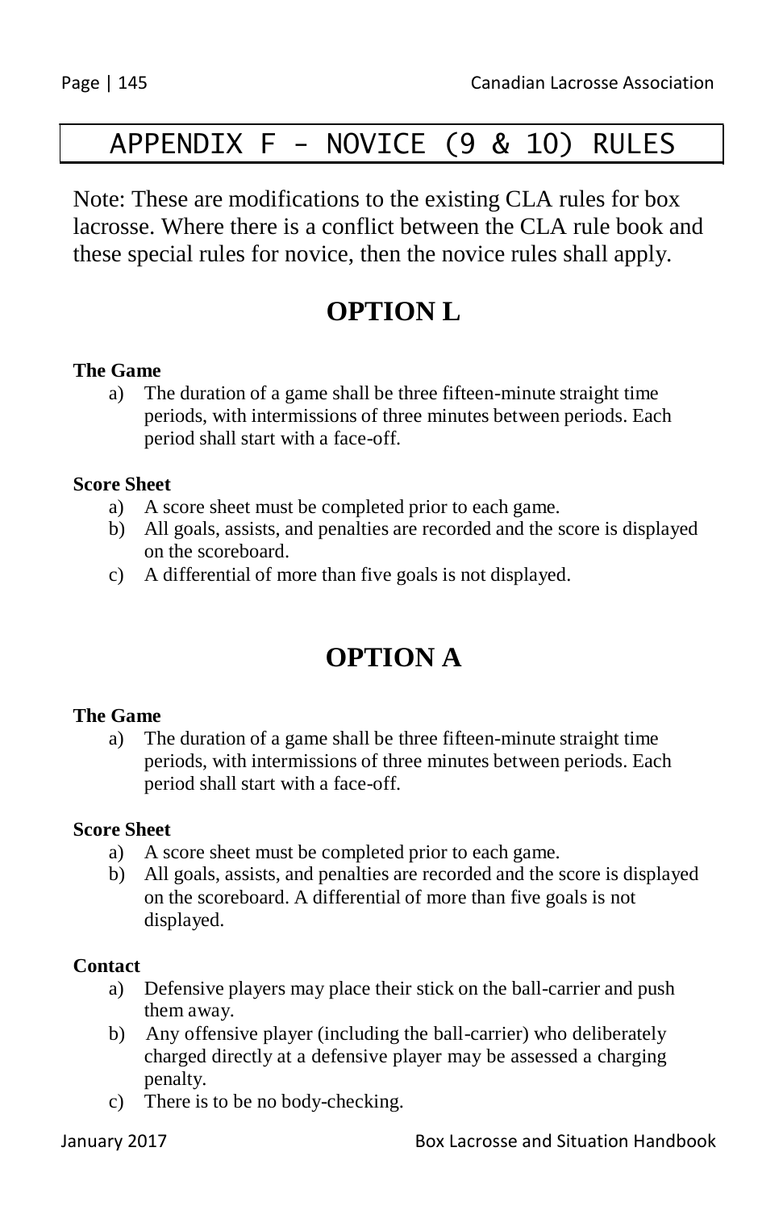# APPENDIX F - NOVICE (9 & 10) RULES

Note: These are modifications to the existing CLA rules for box lacrosse. Where there is a conflict between the CLA rule book and these special rules for novice, then the novice rules shall apply.

## OPTION L

**The Game**

a) The duration of a game shall be three fifteen-minute straight time periods, with intermissions of three minutes between periods. Each period shall start with a face-off.

**Score Sheet**

a) A score sheet must be completed prior to each game.
b) All goals, assists, and penalties are recorded and the score is displayed on the scoreboard.
c) A differential of more than five goals is not displayed.

## OPTION A

**The Game**

a) The duration of a game shall be three fifteen-minute straight time periods, with intermissions of three minutes between periods. Each period shall start with a face-off.

**Score Sheet**

a) A score sheet must be completed prior to each game.
b) All goals, assists, and penalties are recorded and the score is displayed on the scoreboard. A differential of more than five goals is not displayed.

**Contact**

a) Defensive players may place their stick on the ball-carrier and push them away.
b) Any offensive player (including the ball-carrier) who deliberately charged directly at a defensive player may be assessed a charging penalty.
c) There is to be no body-checking.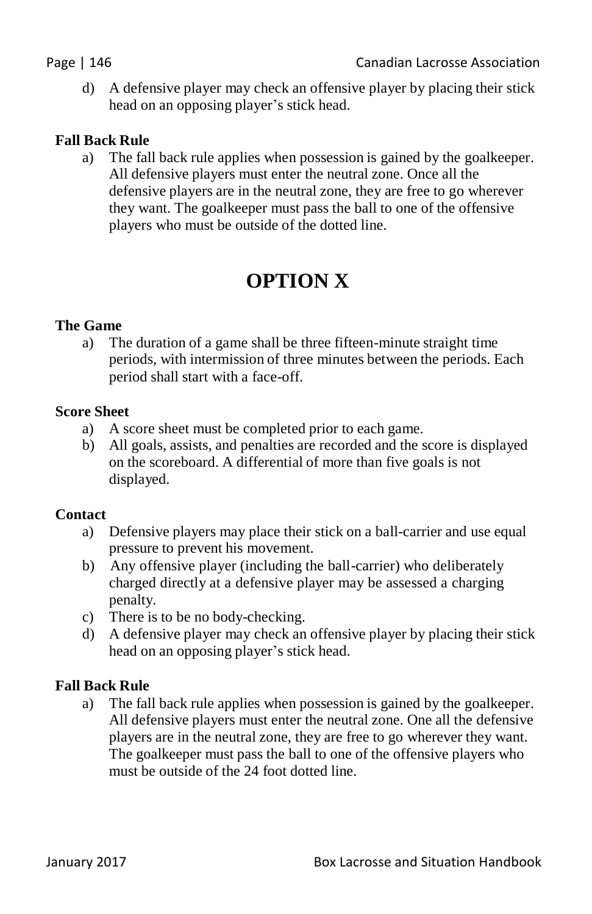d) A defensive player may check an offensive player by placing their stick head on an opposing player's stick head.

**Fall Back Rule**

a) The fall back rule applies when possession is gained by the goalkeeper. All defensive players must enter the neutral zone. Once all the defensive players are in the neutral zone, they are free to go wherever they want. The goalkeeper must pass the ball to one of the offensive players who must be outside of the dotted line.

# OPTION X

**The Game**

a) The duration of a game shall be three fifteen-minute straight time periods, with intermission of three minutes between the periods. Each period shall start with a face-off.

**Score Sheet**

a) A score sheet must be completed prior to each game.
b) All goals, assists, and penalties are recorded and the score is displayed on the scoreboard. A differential of more than five goals is not displayed.

**Contact**

a) Defensive players may place their stick on a ball-carrier and use equal pressure to prevent his movement.
b) Any offensive player (including the ball-carrier) who deliberately charged directly at a defensive player may be assessed a charging penalty.
c) There is to be no body-checking.
d) A defensive player may check an offensive player by placing their stick head on an opposing player's stick head.

**Fall Back Rule**

a) The fall back rule applies when possession is gained by the goalkeeper. All defensive players must enter the neutral zone. One all the defensive players are in the neutral zone, they are free to go wherever they want. The goalkeeper must pass the ball to one of the offensive players who must be outside of the 24 foot dotted line.